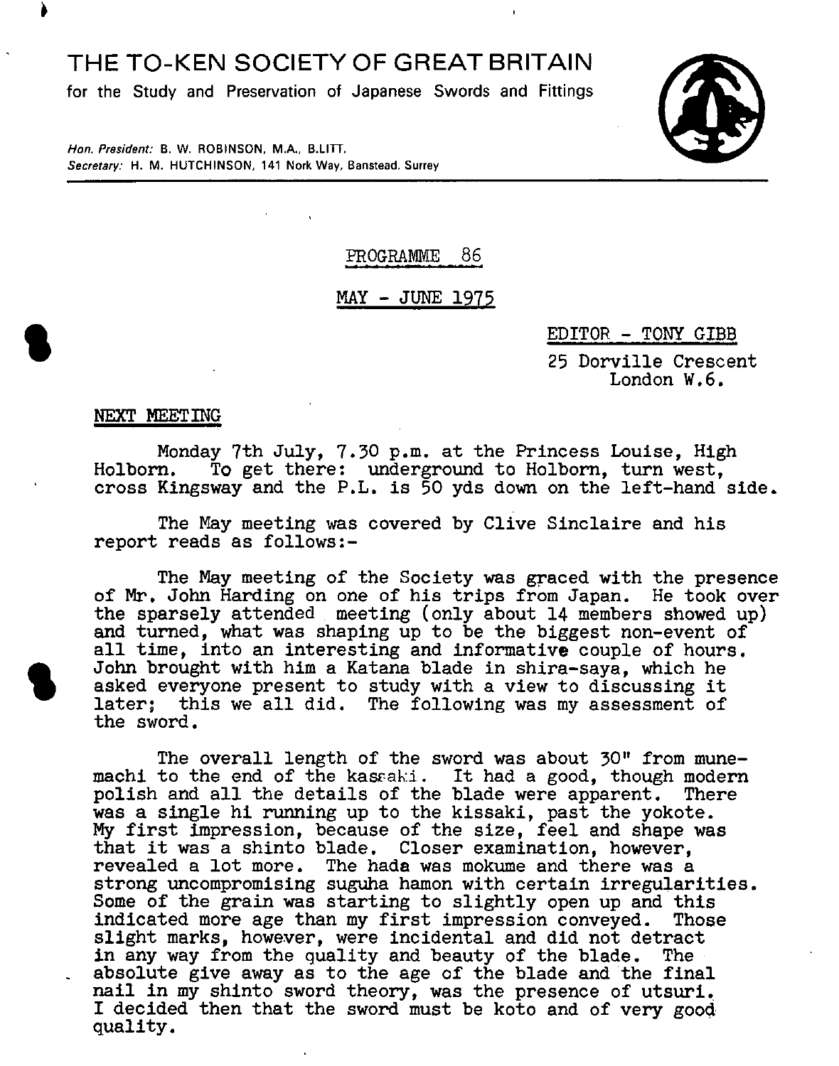# THE TO-KEN SOCIETY OF GREAT BRITAIN

for the Study and Preservation of Japanese Swords and Fittings

*Hon. President:* B. W. ROBINSON, M.A., B.LITT.
*Secretary:* H. M. HUTCHINSON, 141 Nork Way, Banstead, Surrey

PROGRAMME 86

MAY - JUNE 1975

EDITOR - TONY GIBB

25 Dorville Crescent
London W.6.

## NEXT MEETING

Monday 7th July, 7.30 p.m. at the Princess Louise, High Holborn. To get there: underground to Holborn, turn west, cross Kingsway and the P.L. is 50 yds down on the left-hand side.

The May meeting was covered by Clive Sinclaire and his report reads as follows:-

The May meeting of the Society was graced with the presence of Mr. John Harding on one of his trips from Japan. He took over the sparsely attended meeting (only about 14 members showed up) and turned, what was shaping up to be the biggest non-event of all time, into an interesting and informative couple of hours. John brought with him a Katana blade in shira-saya, which he asked everyone present to study with a view to discussing it later; this we all did. The following was my assessment of the sword.

The overall length of the sword was about 30" from mune-machi to the end of the kassaki. It had a good, though modern polish and all the details of the blade were apparent. There was a single hi running up to the kissaki, past the yokote. My first impression, because of the size, feel and shape was that it was a shinto blade. Closer examination, however, revealed a lot more. The hada was mokume and there was a strong uncompromising suguha hamon with certain irregularities. Some of the grain was starting to slightly open up and this indicated more age than my first impression conveyed. Those slight marks, however, were incidental and did not detract in any way from the quality and beauty of the blade. The absolute give away as to the age of the blade and the final nail in my shinto sword theory, was the presence of utsuri. I decided then that the sword must be koto and of very good quality.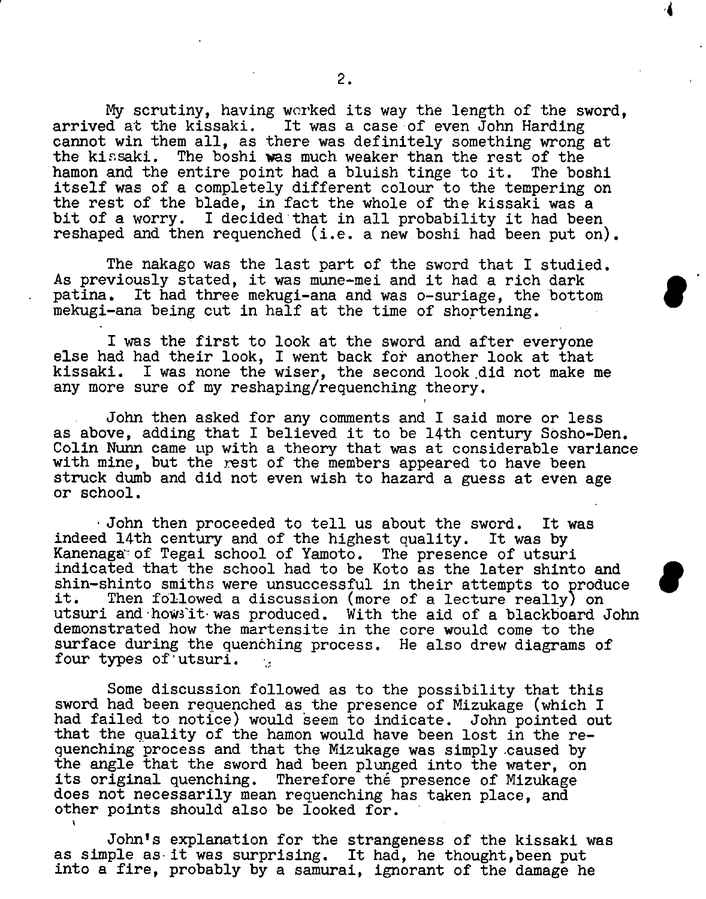My scrutiny, having worked its way the length of the sword, arrived at the kissaki. It was a case of even John Harding cannot win them all, as there was definitely something wrong at the kissaki. The boshi was much weaker than the rest of the hamon and the entire point had a bluish tinge to it. The boshi itself was of a completely different colour to the tempering on the rest of the blade, in fact the whole of the kissaki was a bit of a worry. I decided that in all probability it had been reshaped and then requenched (i.e. a new boshi had been put on).

The nakago was the last part of the sword that I studied. As previously stated, it was mune-mei and it had a rich dark patina. It had three mekugi-ana and was o-suriage, the bottom mekugi-ana being cut in half at the time of shortening.

I was the first to look at the sword and after everyone else had had their look, I went back for another look at that kissaki. I was none the wiser, the second look did not make me any more sure of my reshaping/requenching theory.

John then asked for any comments and I said more or less as above, adding that I believed it to be 14th century Sosho-Den. Colin Nunn came up with a theory that was at considerable variance with mine, but the rest of the members appeared to have been struck dumb and did not even wish to hazard a guess at even age or school.

John then proceeded to tell us about the sword. It was indeed 14th century and of the highest quality. It was by Kanenaga of Tegai school of Yamoto. The presence of utsuri indicated that the school had to be Koto as the later shinto and shin-shinto smiths were unsuccessful in their attempts to produce it. Then followed a discussion (more of a lecture really) on utsuri and how it was produced. With the aid of a blackboard John demonstrated how the martensite in the core would come to the surface during the quenching process. He also drew diagrams of four types of utsuri.

Some discussion followed as to the possibility that this sword had been requenched as the presence of Mizukage (which I had failed to notice) would seem to indicate. John pointed out that the quality of the hamon would have been lost in the re-quenching process and that the Mizukage was simply caused by the angle that the sword had been plunged into the water, on its original quenching. Therefore the presence of Mizukage does not necessarily mean requenching has taken place, and other points should also be looked for.

John's explanation for the strangeness of the kissaki was as simple as it was surprising. It had, he thought, been put into a fire, probably by a samurai, ignorant of the damage he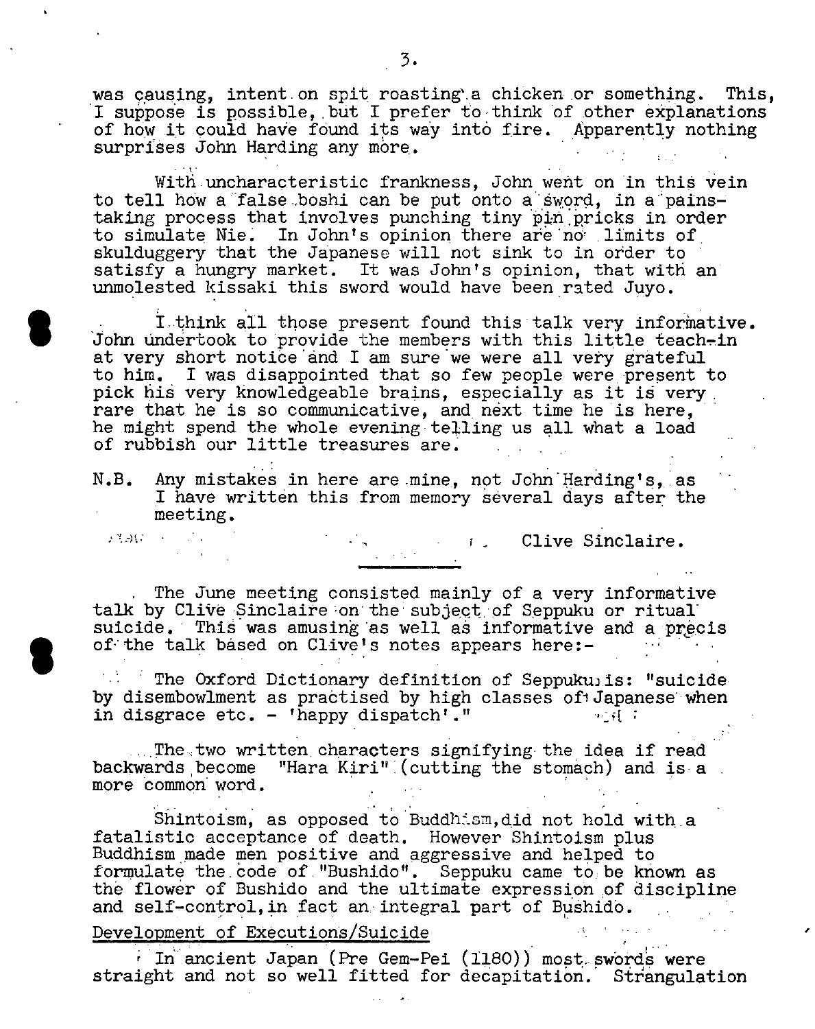was causing, intent on spit roasting a chicken or something. This, I suppose is possible, but I prefer to think of other explanations of how it could have found its way into fire. Apparently nothing surprises John Harding any more.

With uncharacteristic frankness, John went on in this vein to tell how a false boshi can be put onto a sword, in a painstaking process that involves punching tiny pin pricks in order to simulate Nie. In John's opinion there are no limits of skulduggery that the Japanese will not sink to in order to satisfy a hungry market. It was John's opinion, that with an unmolested kissaki this sword would have been rated Juyo.

I think all those present found this talk very informative. John undertook to provide the members with this little teach-in at very short notice and I am sure we were all very grateful to him. I was disappointed that so few people were present to pick his very knowledgeable brains, especially as it is very rare that he is so communicative, and next time he is here, he might spend the whole evening telling us all what a load of rubbish our little treasures are.

N.B. Any mistakes in here are mine, not John Harding's, as I have written this from memory several days after the meeting.

Clive Sinclaire.

---

The June meeting consisted mainly of a very informative talk by Clive Sinclaire on the subject of Seppuku or ritual suicide. This was amusing as well as informative and a precis of the talk based on Clive's notes appears here:-

The Oxford Dictionary definition of Seppuku is: "suicide by disembowlment as practised by high classes of Japanese when in disgrace etc. - 'happy dispatch'."

The two written characters signifying the idea if read backwards become "Hara Kiri" (cutting the stomach) and is a more common word.

Shintoism, as opposed to Buddhism, did not hold with a fatalistic acceptance of death. However Shintoism plus Buddhism made men positive and aggressive and helped to formulate the code of "Bushido". Seppuku came to be known as the flower of Bushido and the ultimate expression of discipline and self-control, in fact an integral part of Bushido.

Development of Executions/Suicide

In ancient Japan (Pre Gem-Pei (1180)) most swords were straight and not so well fitted for decapitation. Strangulation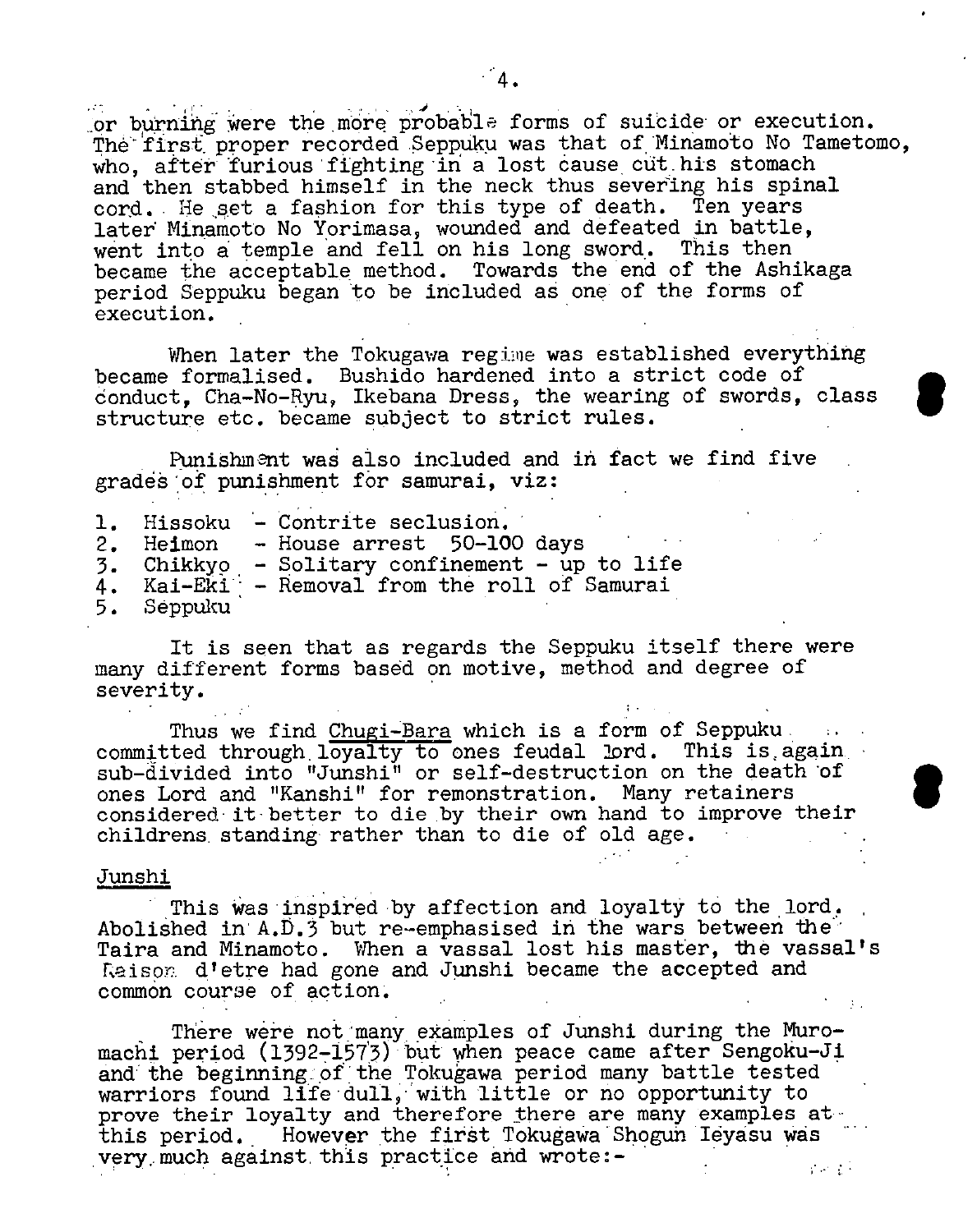or burning were the more probable forms of suicide or execution. The first proper recorded Seppuku was that of Minamoto No Tametomo, who, after furious fighting in a lost cause cut his stomach and then stabbed himself in the neck thus severing his spinal cord. He set a fashion for this type of death. Ten years later Minamoto No Yorimasa, wounded and defeated in battle, went into a temple and fell on his long sword. This then became the acceptable method. Towards the end of the Ashikaga period Seppuku began to be included as one of the forms of execution.

When later the Tokugawa regime was established everything became formalised. Bushido hardened into a strict code of conduct, Cha-No-Ryu, Ikebana Dress, the wearing of swords, class structure etc. became subject to strict rules.

Punishment was also included and in fact we find five grades of punishment for samurai, viz:

1. Hissoku - Contrite seclusion.
2. Heimon - House arrest 50-100 days
3. Chikkyo - Solitary confinement - up to life
4. Kai-Eki - Removal from the roll of Samurai
5. Seppuku

It is seen that as regards the Seppuku itself there were many different forms based on motive, method and degree of severity.

Thus we find <u>Chugi-Bara</u> which is a form of Seppuku committed through loyalty to ones feudal lord. This is again sub-divided into "Junshi" or self-destruction on the death of ones Lord and "Kanshi" for remonstration. Many retainers considered it better to die by their own hand to improve their childrens standing rather than to die of old age.

<u>Junshi</u>

This was inspired by affection and loyalty to the lord. Abolished in A.D.3 but re-emphasised in the wars between the Taira and Minamoto. When a vassal lost his master, the vassal's Raison d'etre had gone and Junshi became the accepted and common course of action.

There were not many examples of Junshi during the Muromachi period (1392-1573) but when peace came after Sengoku-Ji and the beginning of the Tokugawa period many battle tested warriors found life dull, with little or no opportunity to prove their loyalty and therefore there are many examples at this period. However the first Tokugawa Shogun Ieyasu was very much against this practice and wrote:-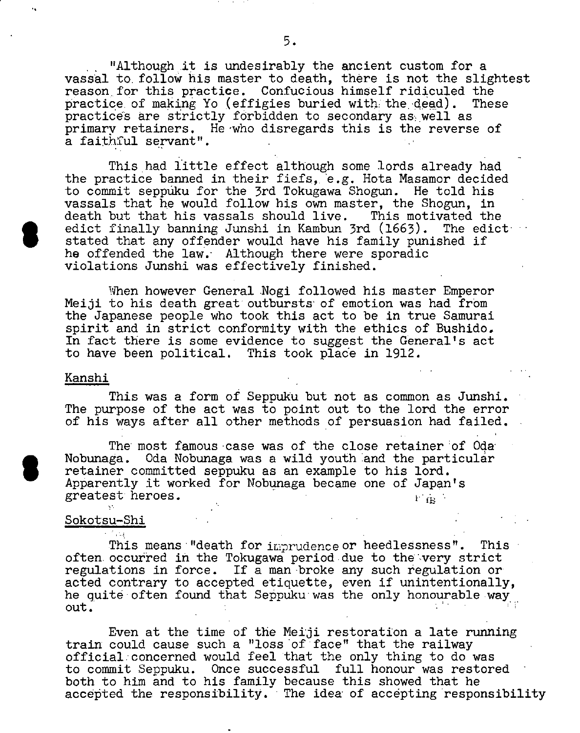"Although it is undesirably the ancient custom for a vassal to follow his master to death, there is not the slightest reason for this practice. Confucious himself ridiculed the practice of making Yo (effigies buried with the dead). These practices are strictly forbidden to secondary as well as primary retainers. He who disregards this is the reverse of a faithful servant".

This had little effect although some lords already had the practice banned in their fiefs, e.g. Hota Masamor decided to commit seppuku for the 3rd Tokugawa Shogun. He told his vassals that he would follow his own master, the Shogun, in death but that his vassals should live. This motivated the edict finally banning Junshi in Kambun 3rd (1663). The edict stated that any offender would have his family punished if he offended the law. Although there were sporadic violations Junshi was effectively finished.

When however General Nogi followed his master Emperor Meiji to his death great outbursts of emotion was had from the Japanese people who took this act to be in true Samurai spirit and in strict conformity with the ethics of Bushido. In fact there is some evidence to suggest the General's act to have been political. This took place in 1912.

## Kanshi

This was a form of Seppuku but not as common as Junshi. The purpose of the act was to point out to the lord the error of his ways after all other methods of persuasion had failed.

The most famous case was of the close retainer of Oda Nobunaga. Oda Nobunaga was a wild youth and the particular retainer committed seppuku as an example to his lord. Apparently it worked for Nobunaga became one of Japan's greatest heroes.

## Sokotsu-Shi

This means "death for imprudence or heedlessness". This often occurred in the Tokugawa period due to the very strict regulations in force. If a man broke any such regulation or acted contrary to accepted etiquette, even if unintentionally, he quite often found that Seppuku was the only honourable way out.

Even at the time of the Meiji restoration a late running train could cause such a "loss of face" that the railway official concerned would feel that the only thing to do was to commit Seppuku. Once successful full honour was restored both to him and to his family because this showed that he accepted the responsibility. The idea of accepting responsibility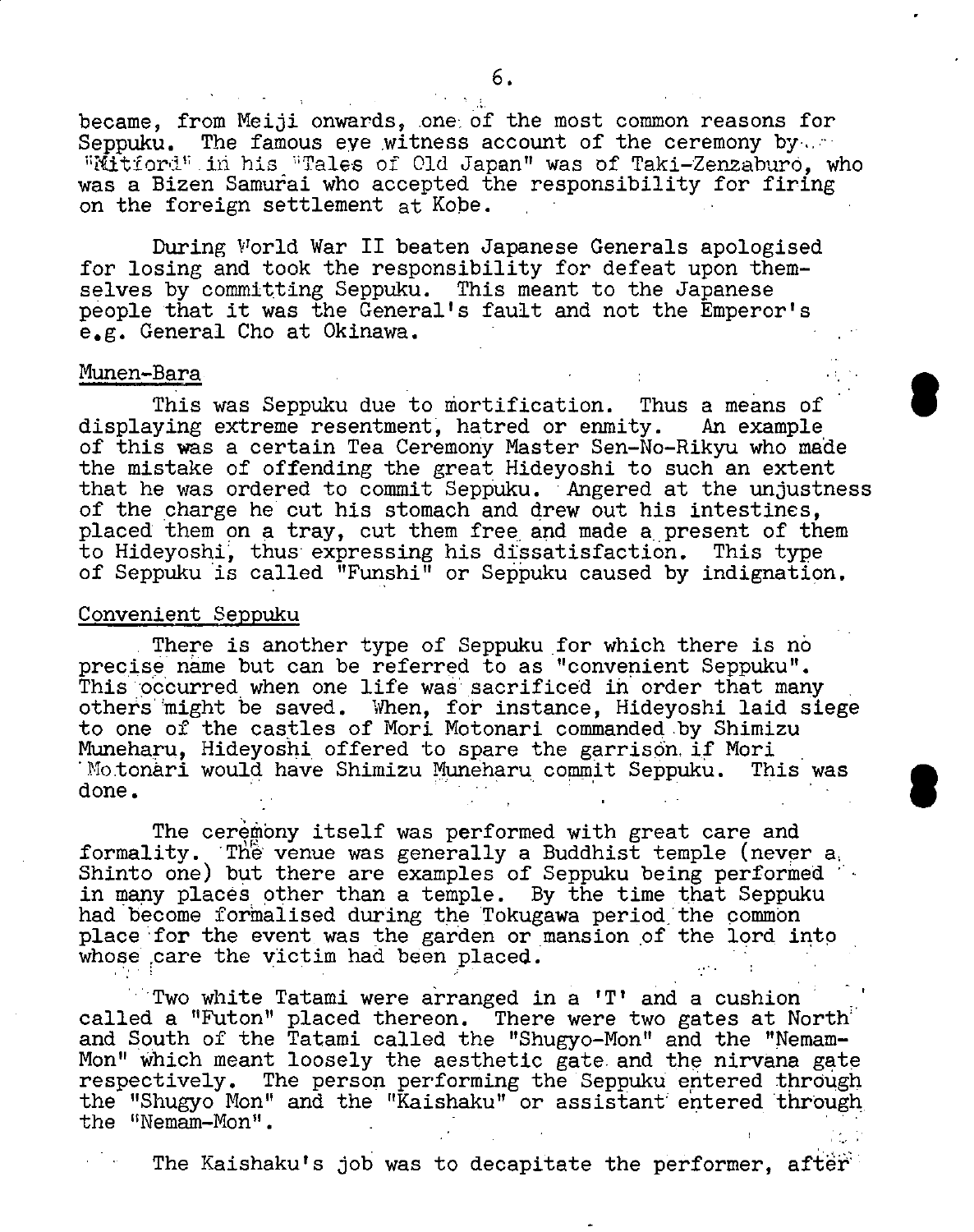became, from Meiji onwards, one of the most common reasons for Seppuku. The famous eye witness account of the ceremony by "Mitford" in his "Tales of Old Japan" was of Taki-Zenzaburo, who was a Bizen Samurai who accepted the responsibility for firing on the foreign settlement at Kobe.

During World War II beaten Japanese Generals apologised for losing and took the responsibility for defeat upon themselves by committing Seppuku. This meant to the Japanese people that it was the General's fault and not the Emperor's e.g. General Cho at Okinawa.

Munen-Bara

This was Seppuku due to mortification. Thus a means of displaying extreme resentment, hatred or enmity. An example of this was a certain Tea Ceremony Master Sen-No-Rikyu who made the mistake of offending the great Hideyoshi to such an extent that he was ordered to commit Seppuku. Angered at the unjustness of the charge he cut his stomach and drew out his intestines, placed them on a tray, cut them free and made a present of them to Hideyoshi, thus expressing his dissatisfaction. This type of Seppuku is called "Funshi" or Seppuku caused by indignation.

Convenient Seppuku

There is another type of Seppuku for which there is no precise name but can be referred to as "convenient Seppuku". This occurred when one life was sacrificed in order that many others might be saved. When, for instance, Hideyoshi laid siege to one of the castles of Mori Motonari commanded by Shimizu Muneharu, Hideyoshi offered to spare the garrison if Mori Motonari would have Shimizu Muneharu commit Seppuku. This was done.

The ceremony itself was performed with great care and formality. The venue was generally a Buddhist temple (never a Shinto one) but there are examples of Seppuku being performed in many places other than a temple. By the time that Seppuku had become formalised during the Tokugawa period the common place for the event was the garden or mansion of the lord into whose care the victim had been placed.

Two white Tatami were arranged in a 'T' and a cushion called a "Futon" placed thereon. There were two gates at North and South of the Tatami called the "Shugyo-Mon" and the "Nemam-Mon" which meant loosely the aesthetic gate and the nirvana gate respectively. The person performing the Seppuku entered through the "Shugyo Mon" and the "Kaishaku" or assistant entered through the "Nemam-Mon".

The Kaishaku's job was to decapitate the performer, after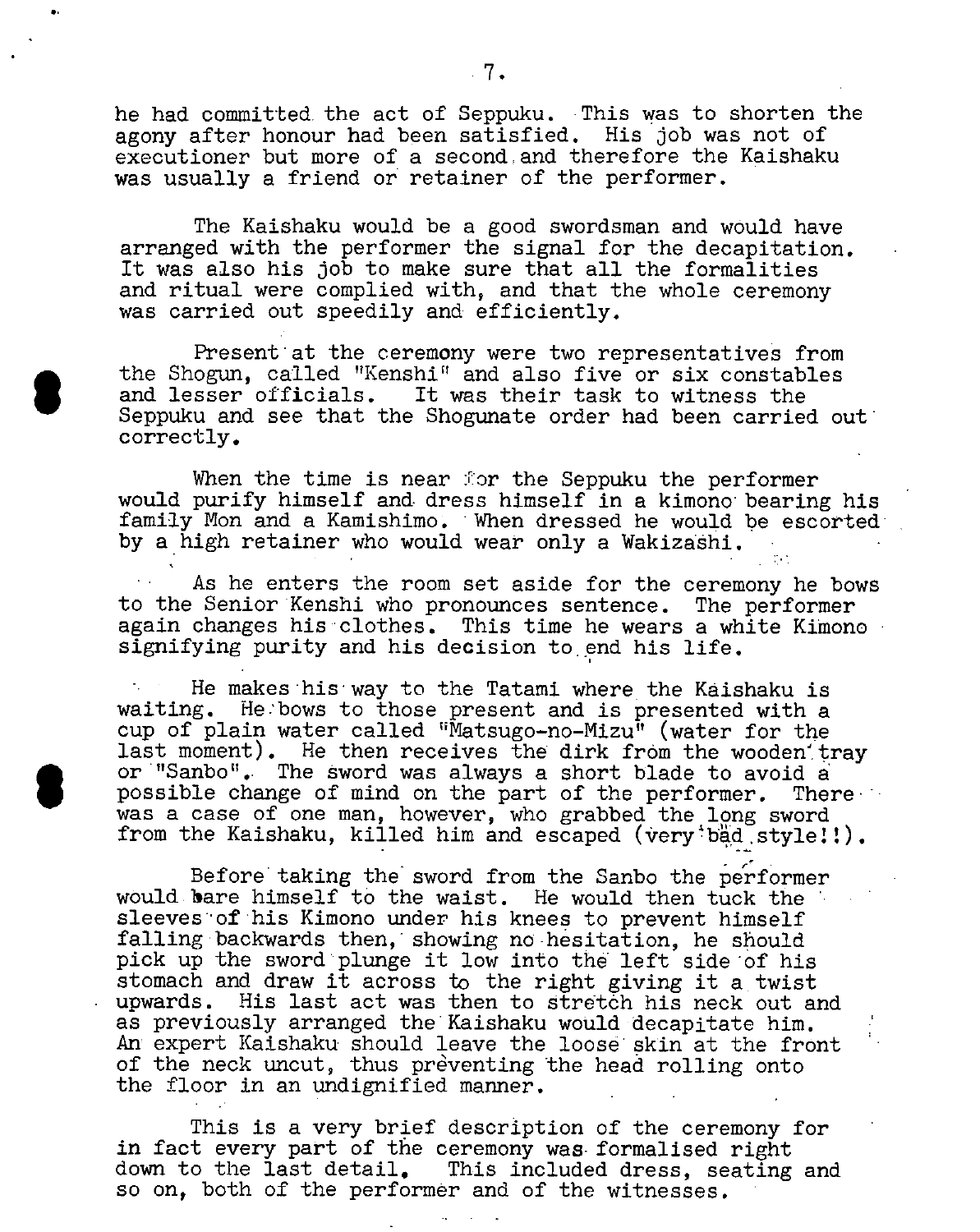he had committed the act of Seppuku. This was to shorten the agony after honour had been satisfied. His job was not of executioner but more of a second and therefore the Kaishaku was usually a friend or retainer of the performer.

The Kaishaku would be a good swordsman and would have arranged with the performer the signal for the decapitation. It was also his job to make sure that all the formalities and ritual were complied with, and that the whole ceremony was carried out speedily and efficiently.

Present at the ceremony were two representatives from the Shogun, called "Kenshi" and also five or six constables and lesser officials. It was their task to witness the Seppuku and see that the Shogunate order had been carried out correctly.

When the time is near for the Seppuku the performer would purify himself and dress himself in a kimono bearing his family Mon and a Kamishimo. When dressed he would be escorted by a high retainer who would wear only a Wakizashi.

As he enters the room set aside for the ceremony he bows to the Senior Kenshi who pronounces sentence. The performer again changes his clothes. This time he wears a white Kimono signifying purity and his decision to end his life.

He makes his way to the Tatami where the Kaishaku is waiting. He bows to those present and is presented with a cup of plain water called "Matsugo-no-Mizu" (water for the last moment). He then receives the dirk from the wooden tray or "Sanbo". The sword was always a short blade to avoid a possible change of mind on the part of the performer. There was a case of one man, however, who grabbed the long sword from the Kaishaku, killed him and escaped (very bad style!!).

Before taking the sword from the Sanbo the performer would bare himself to the waist. He would then tuck the sleeves of his Kimono under his knees to prevent himself falling backwards then, showing no hesitation, he should pick up the sword plunge it low into the left side of his stomach and draw it across to the right giving it a twist upwards. His last act was then to stretch his neck out and as previously arranged the Kaishaku would decapitate him. An expert Kaishaku should leave the loose skin at the front of the neck uncut, thus preventing the head rolling onto the floor in an undignified manner.

This is a very brief description of the ceremony for in fact every part of the ceremony was formalised right down to the last detail. This included dress, seating and so on, both of the performer and of the witnesses.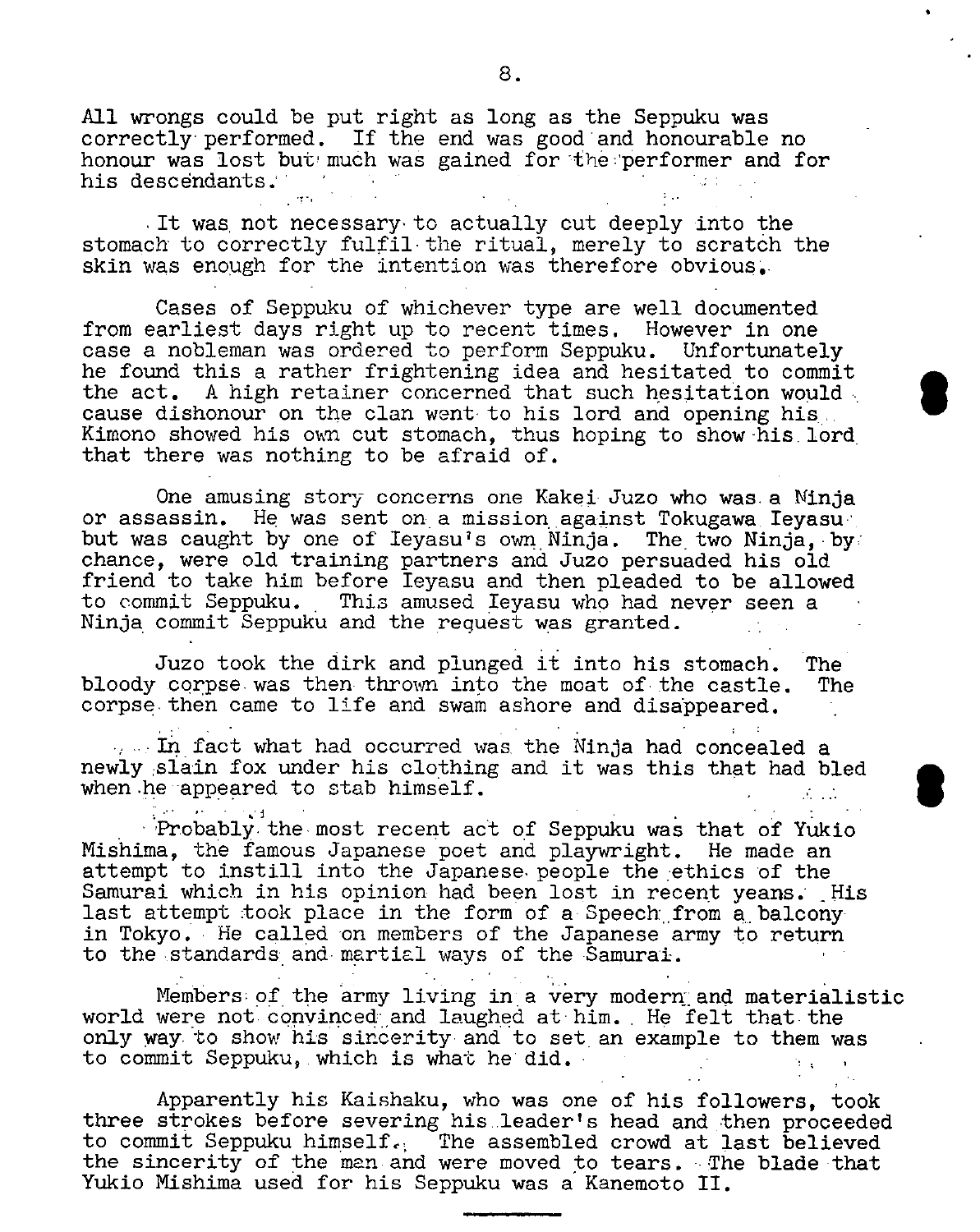All wrongs could be put right as long as the Seppuku was correctly performed. If the end was good and honourable no honour was lost but much was gained for the performer and for his descendants.

It was not necessary to actually cut deeply into the stomach to correctly fulfil the ritual, merely to scratch the skin was enough for the intention was therefore obvious.

Cases of Seppuku of whichever type are well documented from earliest days right up to recent times. However in one case a nobleman was ordered to perform Seppuku. Unfortunately he found this a rather frightening idea and hesitated to commit the act. A high retainer concerned that such hesitation would cause dishonour on the clan went to his lord and opening his Kimono showed his own cut stomach, thus hoping to show his lord that there was nothing to be afraid of.

One amusing story concerns one Kakei Juzo who was a Ninja or assassin. He was sent on a mission against Tokugawa Ieyasu but was caught by one of Ieyasu's own Ninja. The two Ninja, by chance, were old training partners and Juzo persuaded his old friend to take him before Ieyasu and then pleaded to be allowed to commit Seppuku. This amused Ieyasu who had never seen a Ninja commit Seppuku and the request was granted.

Juzo took the dirk and plunged it into his stomach. The bloody corpse was then thrown into the moat of the castle. The corpse then came to life and swam ashore and disappeared.

In fact what had occurred was the Ninja had concealed a newly slain fox under his clothing and it was this that had bled when he appeared to stab himself.

Probably the most recent act of Seppuku was that of Yukio Mishima, the famous Japanese poet and playwright. He made an attempt to instill into the Japanese people the ethics of the Samurai which in his opinion had been lost in recent years. His last attempt took place in the form of a Speech from a balcony in Tokyo. He called on members of the Japanese army to return to the standards and martial ways of the Samurai.

Members of the army living in a very modern and materialistic world were not convinced and laughed at him. He felt that the only way to show his sincerity and to set an example to them was to commit Seppuku, which is what he did.

Apparently his Kaishaku, who was one of his followers, took three strokes before severing his leader's head and then proceeded to commit Seppuku himself. The assembled crowd at last believed the sincerity of the man and were moved to tears. The blade that Yukio Mishima used for his Seppuku was a Kanemoto II.

---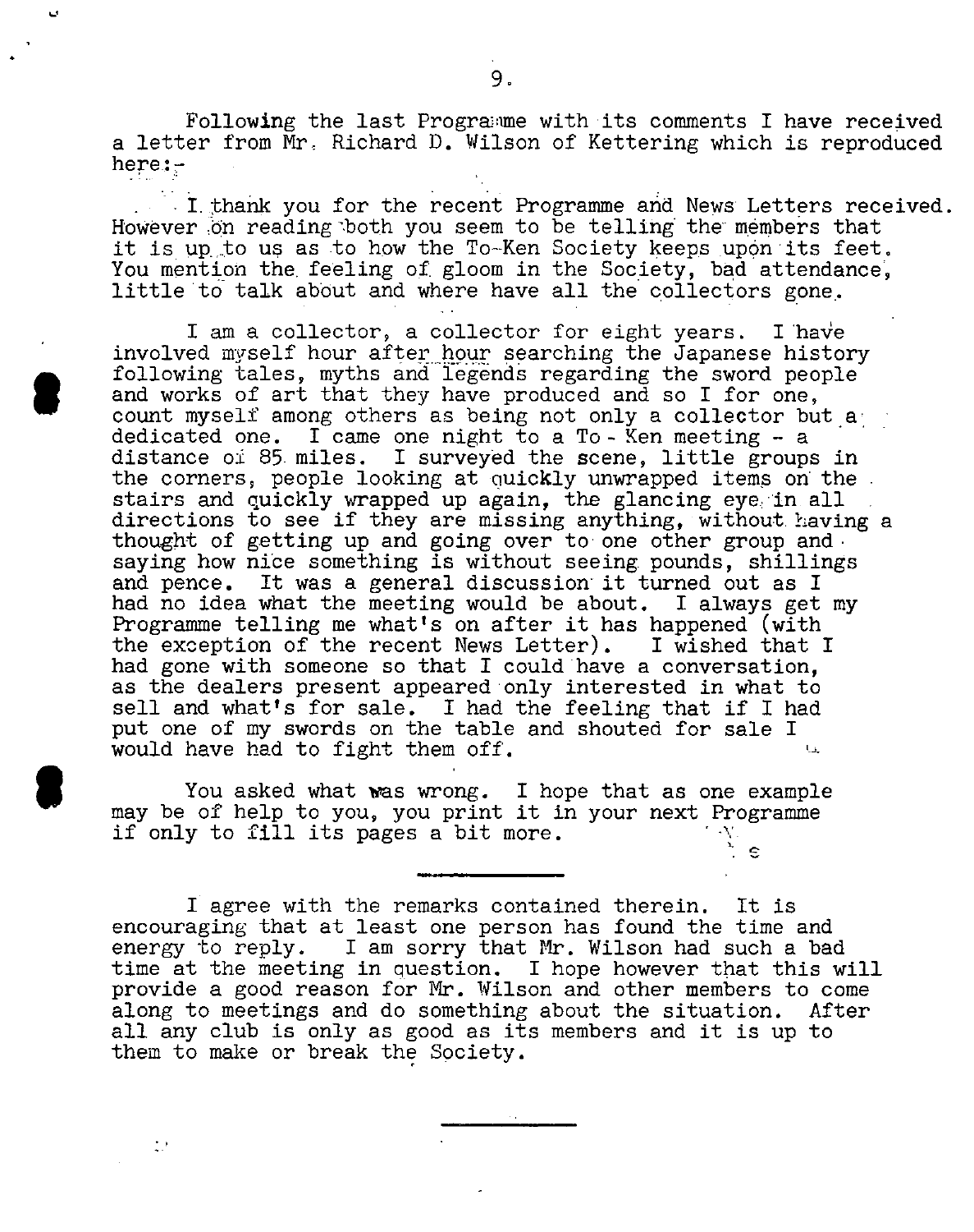Following the last Programme with its comments I have received a letter from Mr. Richard D. Wilson of Kettering which is reproduced here:-

I thank you for the recent Programme and News Letters received. However on reading both you seem to be telling the members that it is up to us as to how the To-Ken Society keeps upon its feet. You mention the feeling of gloom in the Society, bad attendance, little to talk about and where have all the collectors gone.

I am a collector, a collector for eight years. I have involved myself hour after hour searching the Japanese history following tales, myths and legends regarding the sword people and works of art that they have produced and so I for one, count myself among others as being not only a collector but a dedicated one. I came one night to a To - Ken meeting - a distance of 85 miles. I surveyed the scene, little groups in the corners, people looking at quickly unwrapped items on the stairs and quickly wrapped up again, the glancing eye in all directions to see if they are missing anything, without having a thought of getting up and going over to one other group and saying how nice something is without seeing pounds, shillings and pence. It was a general discussion it turned out as I had no idea what the meeting would be about. I always get my Programme telling me what's on after it has happened (with the exception of the recent News Letter). I wished that I had gone with someone so that I could have a conversation, as the dealers present appeared only interested in what to sell and what's for sale. I had the feeling that if I had put one of my swords on the table and shouted for sale I would have had to fight them off.

You asked what was wrong. I hope that as one example may be of help to you, you print it in your next Programme if only to fill its pages a bit more.

---

I agree with the remarks contained therein. It is encouraging that at least one person has found the time and energy to reply. I am sorry that Mr. Wilson had such a bad time at the meeting in question. I hope however that this will provide a good reason for Mr. Wilson and other members to come along to meetings and do something about the situation. After all any club is only as good as its members and it is up to them to make or break the Society.

---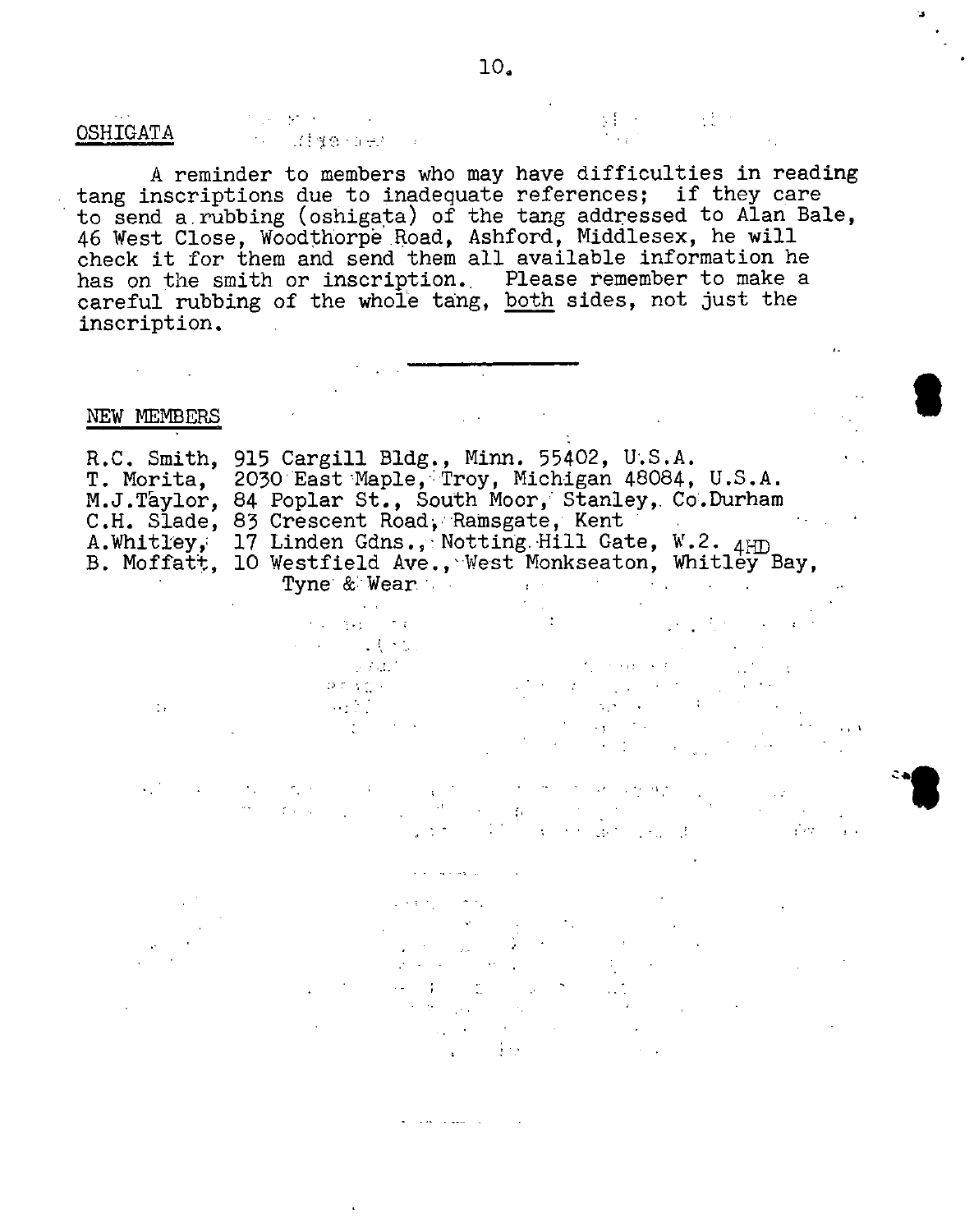## OSHIGATA

A reminder to members who may have difficulties in reading tang inscriptions due to inadequate references; if they care to send a rubbing (oshigata) of the tang addressed to Alan Bale, 46 West Close, Woodthorpe Road, Ashford, Middlesex, he will check it for them and send them all available information he has on the smith or inscription. Please remember to make a careful rubbing of the whole tang, both sides, not just the inscription.

---

## NEW MEMBERS

R.C. Smith, 915 Cargill Bldg., Minn. 55402, U.S.A.
T. Morita, 2030 East Maple, Troy, Michigan 48084, U.S.A.
M.J.Taylor, 84 Poplar St., South Moor, Stanley, Co.Durham
C.H. Slade, 83 Crescent Road, Ramsgate, Kent
A.Whitley, 17 Linden Gdns., Notting Hill Gate, W.2. 4HD
B. Moffatt, 10 Westfield Ave., West Monkseaton, Whitley Bay, Tyne & Wear